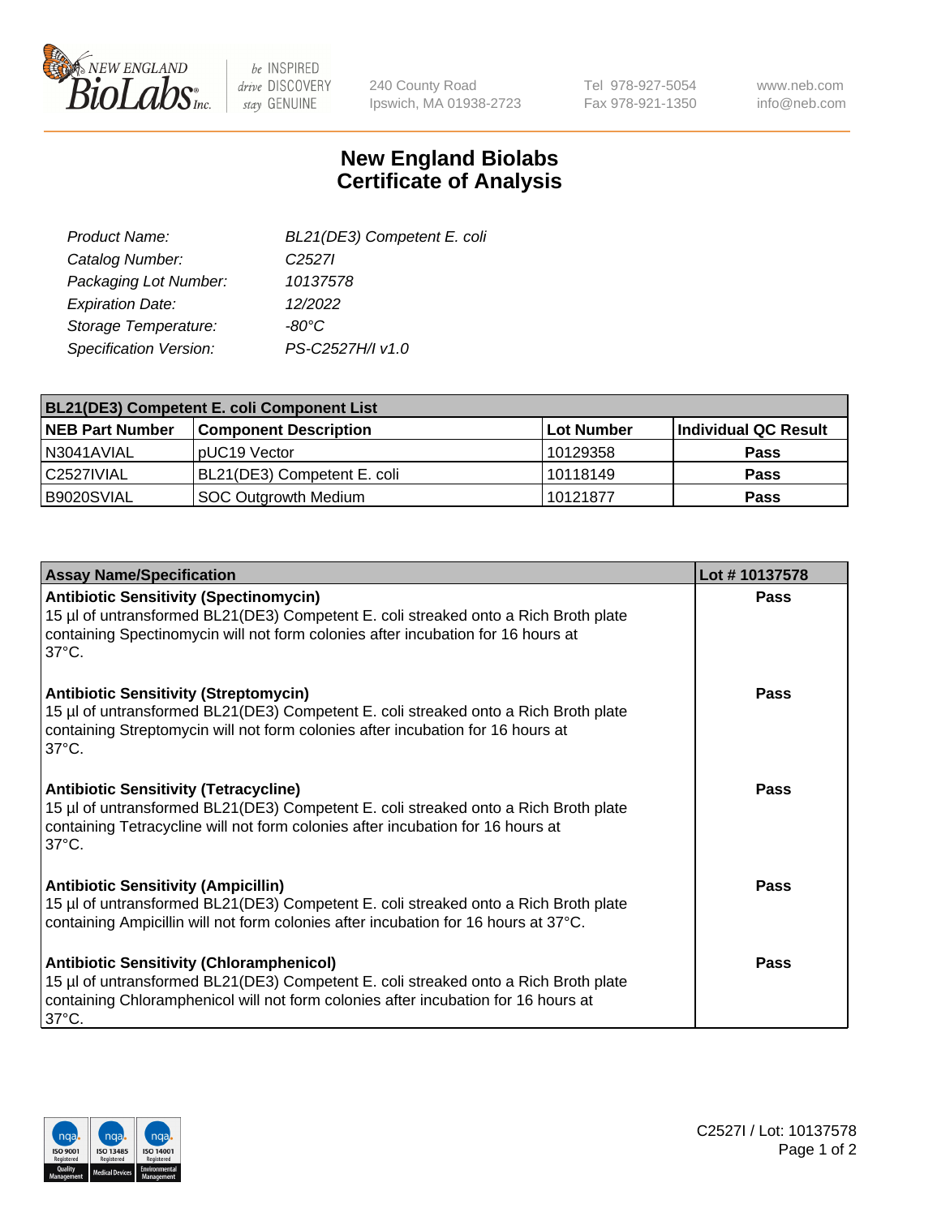# New England Biolabs Certificate of Analysis

| | |
|---|---|
| *Product Name:* | *BL21(DE3) Competent E. coli* |
| *Catalog Number:* | *C2527I* |
| *Packaging Lot Number:* | *10137578* |
| *Expiration Date:* | *12/2022* |
| *Storage Temperature:* | *-80°C* |
| *Specification Version:* | *PS-C2527H/I v1.0* |

| **BL21(DE3) Competent E. coli Component List** | | | |
|---|---|---|---|
| **NEB Part Number** | **Component Description** | **Lot Number** | **Individual QC Result** |
| N3041AVIAL | pUC19 Vector | 10129358 | **Pass** |
| C2527IVIAL | BL21(DE3) Competent E. coli | 10118149 | **Pass** |
| B9020SVIAL | SOC Outgrowth Medium | 10121877 | **Pass** |

| **Assay Name/Specification** | **Lot # 10137578** |
|---|---|
| **Antibiotic Sensitivity (Spectinomycin)** 15 µl of untransformed BL21(DE3) Competent E. coli streaked onto a Rich Broth plate containing Spectinomycin will not form colonies after incubation for 16 hours at 37°C. | **Pass** |
| **Antibiotic Sensitivity (Streptomycin)** 15 µl of untransformed BL21(DE3) Competent E. coli streaked onto a Rich Broth plate containing Streptomycin will not form colonies after incubation for 16 hours at 37°C. | **Pass** |
| **Antibiotic Sensitivity (Tetracycline)** 15 µl of untransformed BL21(DE3) Competent E. coli streaked onto a Rich Broth plate containing Tetracycline will not form colonies after incubation for 16 hours at 37°C. | **Pass** |
| **Antibiotic Sensitivity (Ampicillin)** 15 µl of untransformed BL21(DE3) Competent E. coli streaked onto a Rich Broth plate containing Ampicillin will not form colonies after incubation for 16 hours at 37°C. | **Pass** |
| **Antibiotic Sensitivity (Chloramphenicol)** 15 µl of untransformed BL21(DE3) Competent E. coli streaked onto a Rich Broth plate containing Chloramphenicol will not form colonies after incubation for 16 hours at 37°C. | **Pass** |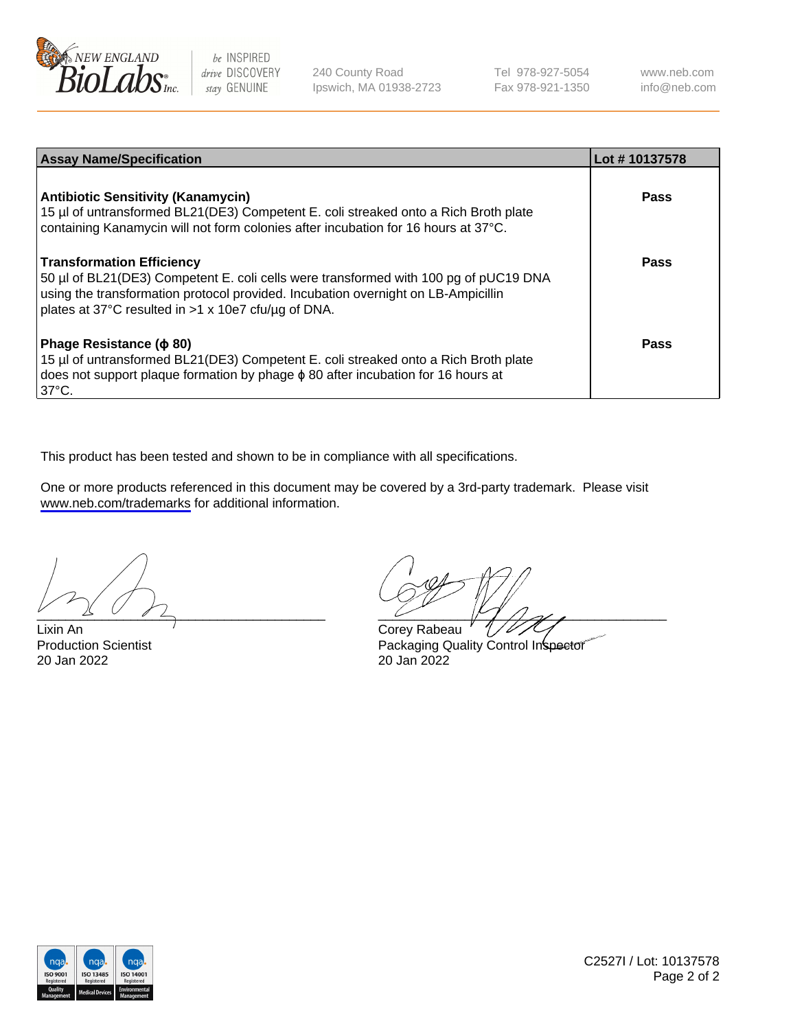| Assay Name/Specification | Lot # 10137578 |
|---|---|
| **Antibiotic Sensitivity (Kanamycin)**<br>15 µl of untransformed BL21(DE3) Competent E. coli streaked onto a Rich Broth plate containing Kanamycin will not form colonies after incubation for 16 hours at 37°C. | **Pass** |
| **Transformation Efficiency**<br>50 µl of BL21(DE3) Competent E. coli cells were transformed with 100 pg of pUC19 DNA using the transformation protocol provided. Incubation overnight on LB-Ampicillin plates at 37°C resulted in >1 x 10e7 cfu/µg of DNA. | **Pass** |
| **Phage Resistance (ϕ 80)**<br>15 µl of untransformed BL21(DE3) Competent E. coli streaked onto a Rich Broth plate does not support plaque formation by phage ϕ 80 after incubation for 16 hours at 37°C. | **Pass** |

This product has been tested and shown to be in compliance with all specifications.

One or more products referenced in this document may be covered by a 3rd-party trademark. Please visit www.neb.com/trademarks for additional information.

Lixin An
Production Scientist
20 Jan 2022

Corey Rabeau
Packaging Quality Control Inspector
20 Jan 2022

C2527I / Lot: 10137578